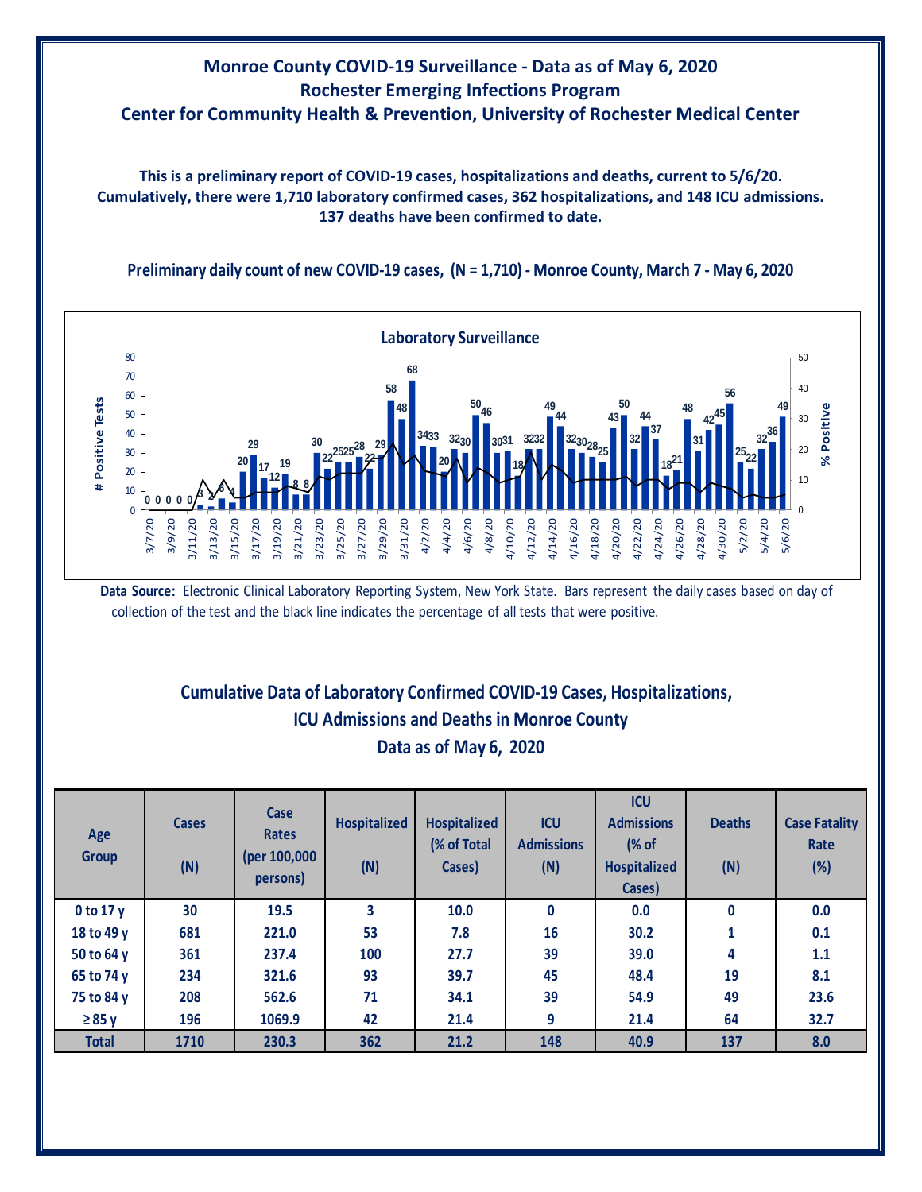# Monroe County COVID-19 Surveillance - Data as of May 6, 2020
## Rochester Emerging Infections Program
## Center for Community Health & Prevention, University of Rochester Medical Center

**This is a preliminary report of COVID-19 cases, hospitalizations and deaths, current to 5/6/20. Cumulatively, there were 1,710 laboratory confirmed cases, 362 hospitalizations, and 148 ICU admissions. 137 deaths have been confirmed to date.**

### Preliminary daily count of new COVID-19 cases, (N = 1,710) - Monroe County, March 7 - May 6, 2020

**Data Source:** Electronic Clinical Laboratory Reporting System, New York State. Bars represent the daily cases based on day of collection of the test and the black line indicates the percentage of all tests that were positive.

## Cumulative Data of Laboratory Confirmed COVID-19 Cases, Hospitalizations, ICU Admissions and Deaths in Monroe County
## Data as of May 6, 2020

| Age Group | Cases (N) | Case Rates (per 100,000 persons) | Hospitalized (N) | Hospitalized (% of Total Cases) | ICU Admissions (N) | ICU Admissions (% of Hospitalized Cases) | Deaths (N) | Case Fatality Rate (%) |
|---|---|---|---|---|---|---|---|---|
| 0 to 17 y | 30 | 19.5 | 3 | 10.0 | 0 | 0.0 | 0 | 0.0 |
| 18 to 49 y | 681 | 221.0 | 53 | 7.8 | 16 | 30.2 | 1 | 0.1 |
| 50 to 64 y | 361 | 237.4 | 100 | 27.7 | 39 | 39.0 | 4 | 1.1 |
| 65 to 74 y | 234 | 321.6 | 93 | 39.7 | 45 | 48.4 | 19 | 8.1 |
| 75 to 84 y | 208 | 562.6 | 71 | 34.1 | 39 | 54.9 | 49 | 23.6 |
| ≥ 85 y | 196 | 1069.9 | 42 | 21.4 | 9 | 21.4 | 64 | 32.7 |
| **Total** | **1710** | **230.3** | **362** | **21.2** | **148** | **40.9** | **137** | **8.0** |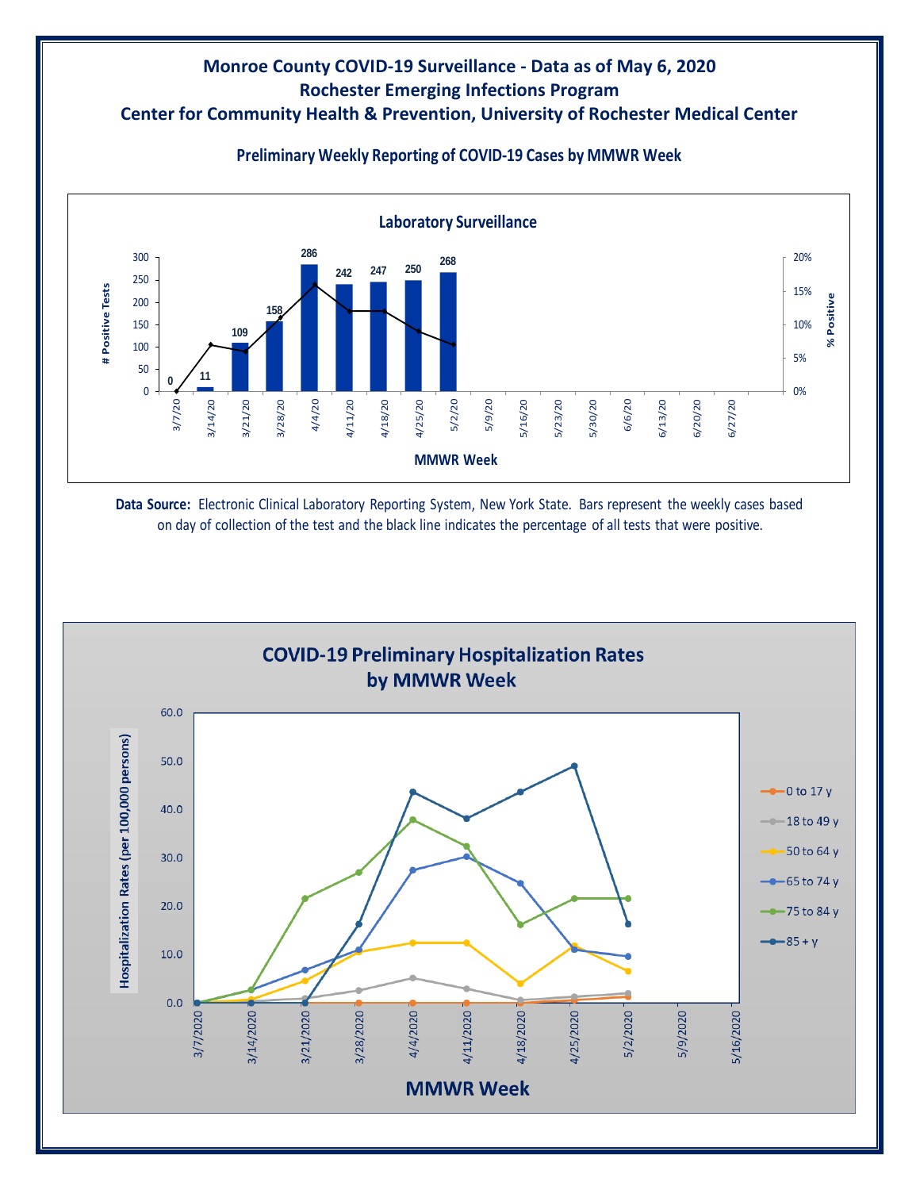# Monroe County COVID-19 Surveillance - Data as of May 6, 2020
## Rochester Emerging Infections Program
## Center for Community Health & Prevention, University of Rochester Medical Center

### Preliminary Weekly Reporting of COVID-19 Cases by MMWR Week

Laboratory Surveillance

# Positive Tests

% Positive

0, 11, 109, 158, 286, 242, 247, 250, 268

300
250
200
150
100
50
0

20%
15%
10%
5%
0%

3/7/20, 3/14/20, 3/21/20, 3/28/20, 4/4/20, 4/11/20, 4/18/20, 4/25/20, 5/2/20, 5/9/20, 5/16/20, 5/23/20, 5/30/20, 6/6/20, 6/13/20, 6/20/20, 6/27/20

MMWR Week

**Data Source:** Electronic Clinical Laboratory Reporting System, New York State. Bars represent the weekly cases based on day of collection of the test and the black line indicates the percentage of all tests that were positive.

COVID-19 Preliminary Hospitalization Rates by MMWR Week

Hospitalization Rates (per 100,000 persons)

60.0
50.0
40.0
30.0
20.0
10.0
0.0

3/7/2020, 3/14/2020, 3/21/2020, 3/28/2020, 4/4/2020, 4/11/2020, 4/18/2020, 4/25/2020, 5/2/2020, 5/9/2020, 5/16/2020

MMWR Week

0 to 17 y
18 to 49 y
50 to 64 y
65 to 74 y
75 to 84 y
85 + y